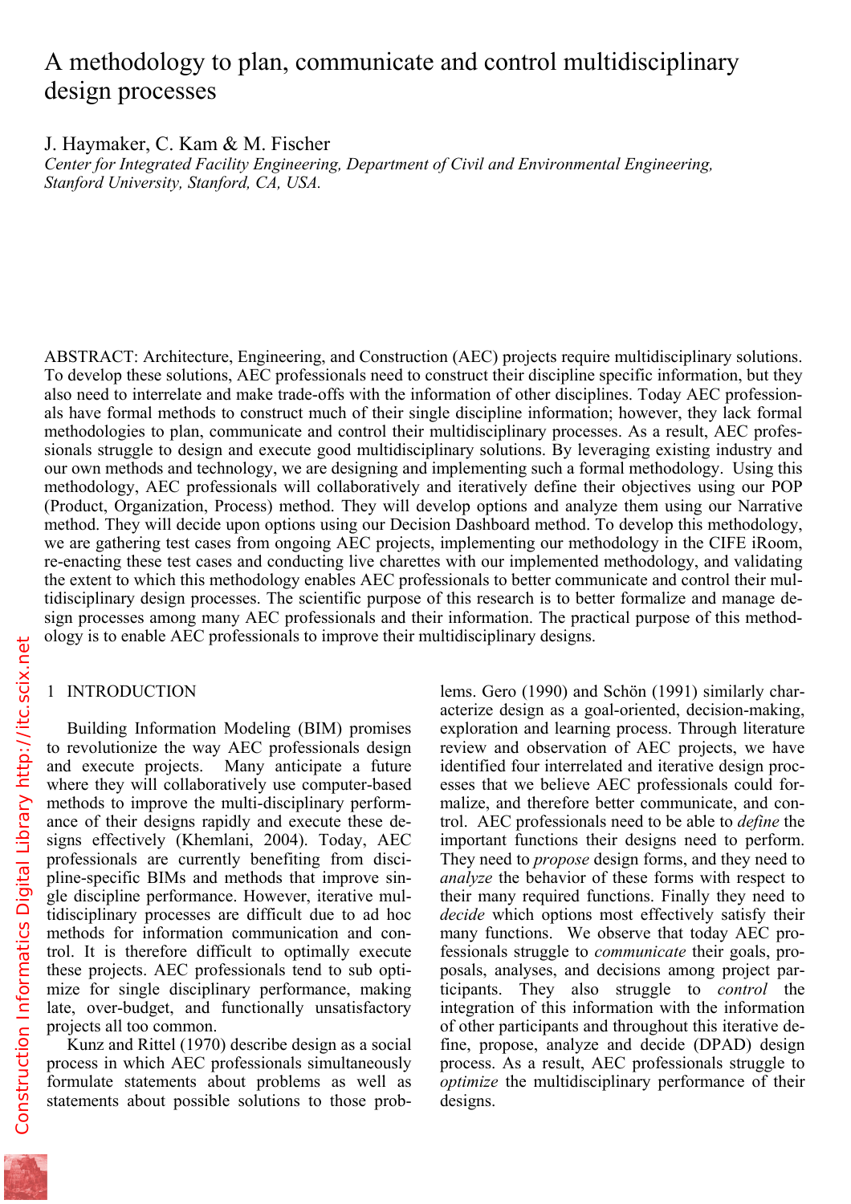# A methodology to plan, communicate and control multidisciplinary design processes

J. Haymaker, C. Kam & M. Fischer

*Center for Integrated Facility Engineering, Department of Civil and Environmental Engineering, Stanford University, Stanford, CA, USA.*

ABSTRACT: Architecture, Engineering, and Construction (AEC) projects require multidisciplinary solutions. To develop these solutions, AEC professionals need to construct their discipline specific information, but they also need to interrelate and make trade-offs with the information of other disciplines. Today AEC professionals have formal methods to construct much of their single discipline information; however, they lack formal methodologies to plan, communicate and control their multidisciplinary processes. As a result, AEC professionals struggle to design and execute good multidisciplinary solutions. By leveraging existing industry and our own methods and technology, we are designing and implementing such a formal methodology. Using this methodology, AEC professionals will collaboratively and iteratively define their objectives using our POP (Product, Organization, Process) method. They will develop options and analyze them using our Narrative method. They will decide upon options using our Decision Dashboard method. To develop this methodology, we are gathering test cases from ongoing AEC projects, implementing our methodology in the CIFE iRoom, re-enacting these test cases and conducting live charettes with our implemented methodology, and validating the extent to which this methodology enables AEC professionals to better communicate and control their multidisciplinary design processes. The scientific purpose of this research is to better formalize and manage design processes among many AEC professionals and their information. The practical purpose of this methodology is to enable AEC professionals to improve their multidisciplinary designs.

## 1 INTRODUCTION

Building Information Modeling (BIM) promises to revolutionize the way AEC professionals design and execute projects. Many anticipate a future where they will collaboratively use computer-based methods to improve the multi-disciplinary performance of their designs rapidly and execute these designs effectively (Khemlani, 2004). Today, AEC professionals are currently benefiting from discipline-specific BIMs and methods that improve single discipline performance. However, iterative multidisciplinary processes are difficult due to ad hoc methods for information communication and control. It is therefore difficult to optimally execute these projects. AEC professionals tend to sub optimize for single disciplinary performance, making late, over-budget, and functionally unsatisfactory projects all too common.

Kunz and Rittel (1970) describe design as a social process in which AEC professionals simultaneously formulate statements about problems as well as statements about possible solutions to those problems. Gero (1990) and Schön (1991) similarly characterize design as a goal-oriented, decision-making, exploration and learning process. Through literature review and observation of AEC projects, we have identified four interrelated and iterative design processes that we believe AEC professionals could formalize, and therefore better communicate, and control. AEC professionals need to be able to *define* the important functions their designs need to perform. They need to *propose* design forms, and they need to *analyze* the behavior of these forms with respect to their many required functions. Finally they need to *decide* which options most effectively satisfy their many functions. We observe that today AEC professionals struggle to *communicate* their goals, proposals, analyses, and decisions among project participants. They also struggle to *control* the integration of this information with the information of other participants and throughout this iterative define, propose, analyze and decide (DPAD) design process. As a result, AEC professionals struggle to *optimize* the multidisciplinary performance of their designs.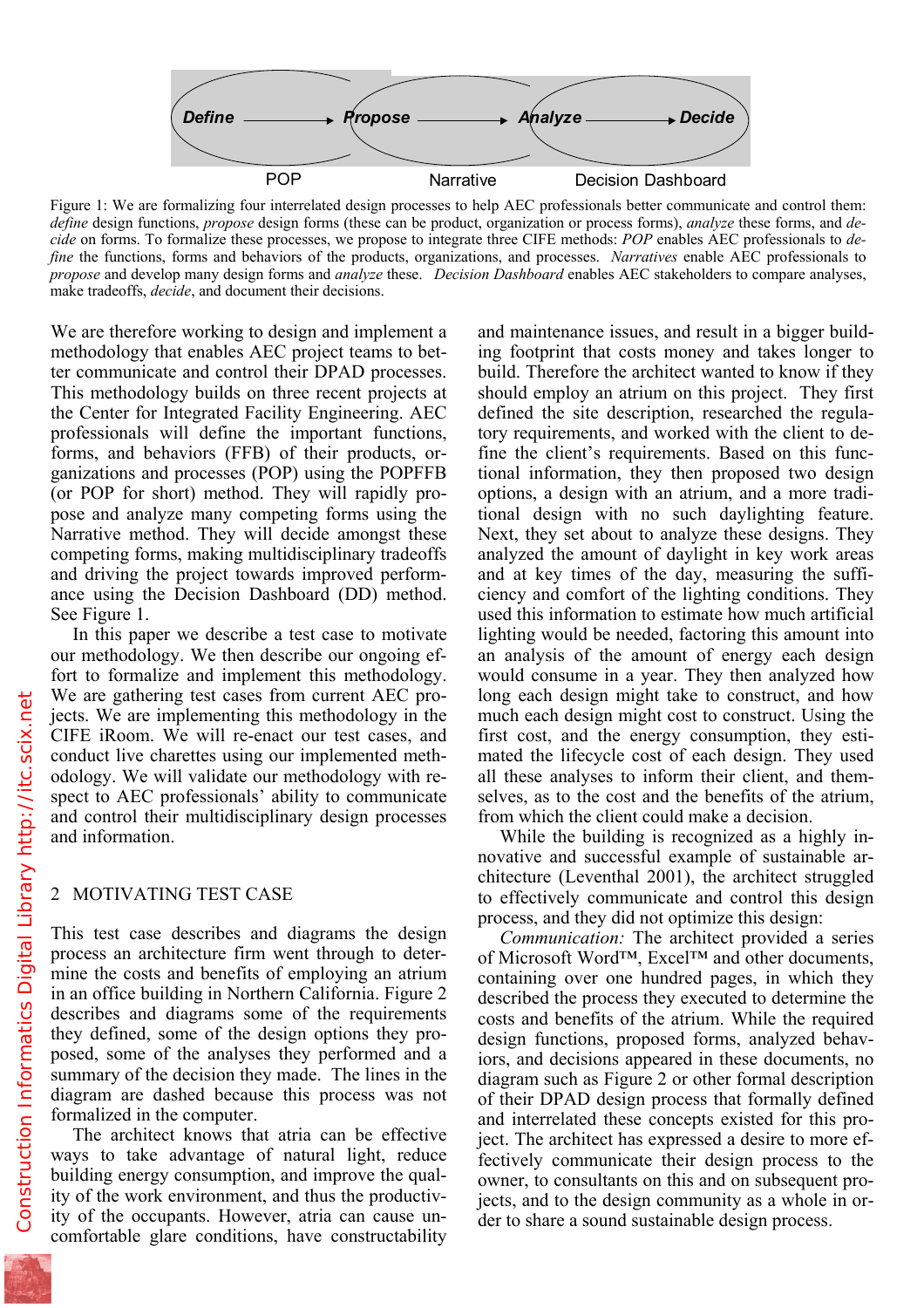Define → Propose → Analyze → Decide

POP   Narrative   Decision Dashboard

Figure 1: We are formalizing four interrelated design processes to help AEC professionals better communicate and control them: *define* design functions, *propose* design forms (these can be product, organization or process forms), *analyze* these forms, and *decide* on forms. To formalize these processes, we propose to integrate three CIFE methods: *POP* enables AEC professionals to *define* the functions, forms and behaviors of the products, organizations, and processes. *Narratives* enable AEC professionals to *propose* and develop many design forms and *analyze* these. *Decision Dashboard* enables AEC stakeholders to compare analyses, make tradeoffs, *decide*, and document their decisions.

We are therefore working to design and implement a methodology that enables AEC project teams to better communicate and control their DPAD processes. This methodology builds on three recent projects at the Center for Integrated Facility Engineering. AEC professionals will define the important functions, forms, and behaviors (FFB) of their products, organizations and processes (POP) using the POPFFB (or POP for short) method. They will rapidly propose and analyze many competing forms using the Narrative method. They will decide amongst these competing forms, making multidisciplinary tradeoffs and driving the project towards improved performance using the Decision Dashboard (DD) method. See Figure 1.

In this paper we describe a test case to motivate our methodology. We then describe our ongoing effort to formalize and implement this methodology. We are gathering test cases from current AEC projects. We are implementing this methodology in the CIFE iRoom. We will re-enact our test cases, and conduct live charettes using our implemented methodology. We will validate our methodology with respect to AEC professionals' ability to communicate and control their multidisciplinary design processes and information.

## 2 MOTIVATING TEST CASE

This test case describes and diagrams the design process an architecture firm went through to determine the costs and benefits of employing an atrium in an office building in Northern California. Figure 2 describes and diagrams some of the requirements they defined, some of the design options they proposed, some of the analyses they performed and a summary of the decision they made. The lines in the diagram are dashed because this process was not formalized in the computer.

The architect knows that atria can be effective ways to take advantage of natural light, reduce building energy consumption, and improve the quality of the work environment, and thus the productivity of the occupants. However, atria can cause uncomfortable glare conditions, have constructability and maintenance issues, and result in a bigger building footprint that costs money and takes longer to build. Therefore the architect wanted to know if they should employ an atrium on this project. They first defined the site description, researched the regulatory requirements, and worked with the client to define the client's requirements. Based on this functional information, they then proposed two design options, a design with an atrium, and a more traditional design with no such daylighting feature. Next, they set about to analyze these designs. They analyzed the amount of daylight in key work areas and at key times of the day, measuring the sufficiency and comfort of the lighting conditions. They used this information to estimate how much artificial lighting would be needed, factoring this amount into an analysis of the amount of energy each design would consume in a year. They then analyzed how long each design might take to construct, and how much each design might cost to construct. Using the first cost, and the energy consumption, they estimated the lifecycle cost of each design. They used all these analyses to inform their client, and themselves, as to the cost and the benefits of the atrium, from which the client could make a decision.

While the building is recognized as a highly innovative and successful example of sustainable architecture (Leventhal 2001), the architect struggled to effectively communicate and control this design process, and they did not optimize this design:

*Communication:* The architect provided a series of Microsoft Word™, Excel™ and other documents, containing over one hundred pages, in which they described the process they executed to determine the costs and benefits of the atrium. While the required design functions, proposed forms, analyzed behaviors, and decisions appeared in these documents, no diagram such as Figure 2 or other formal description of their DPAD design process that formally defined and interrelated these concepts existed for this project. The architect has expressed a desire to more effectively communicate their design process to the owner, to consultants on this and on subsequent projects, and to the design community as a whole in order to share a sound sustainable design process.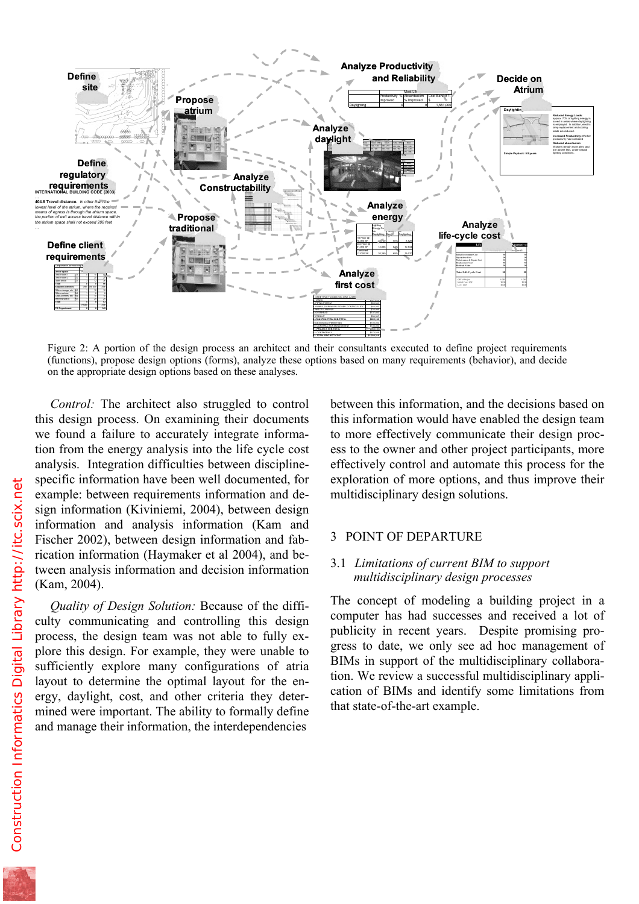Figure 2: A portion of the design process an architect and their consultants executed to define project requirements (functions), propose design options (forms), analyze these options based on many requirements (behavior), and decide on the appropriate design options based on these analyses.

*Control:* The architect also struggled to control this design process. On examining their documents we found a failure to accurately integrate information from the energy analysis into the life cycle cost analysis. Integration difficulties between discipline-specific information have been well documented, for example: between requirements information and design information (Kiviniemi, 2004), between design information and analysis information (Kam and Fischer 2002), between design information and fabrication information (Haymaker et al 2004), and between analysis information and decision information (Kam, 2004).

*Quality of Design Solution:* Because of the difficulty communicating and controlling this design process, the design team was not able to fully explore this design. For example, they were unable to sufficiently explore many configurations of atria layout to determine the optimal layout for the energy, daylight, cost, and other criteria they determined were important. The ability to formally define and manage their information, the interdependencies between this information, and the decisions based on this information would have enabled the design team to more effectively communicate their design process to the owner and other project participants, more effectively control and automate this process for the exploration of more options, and thus improve their multidisciplinary design solutions.

## 3 POINT OF DEPARTURE

### 3.1 *Limitations of current BIM to support multidisciplinary design processes*

The concept of modeling a building project in a computer has had successes and received a lot of publicity in recent years. Despite promising progress to date, we only see ad hoc management of BIMs in support of the multidisciplinary collaboration. We review a successful multidisciplinary application of BIMs and identify some limitations from that state-of-the-art example.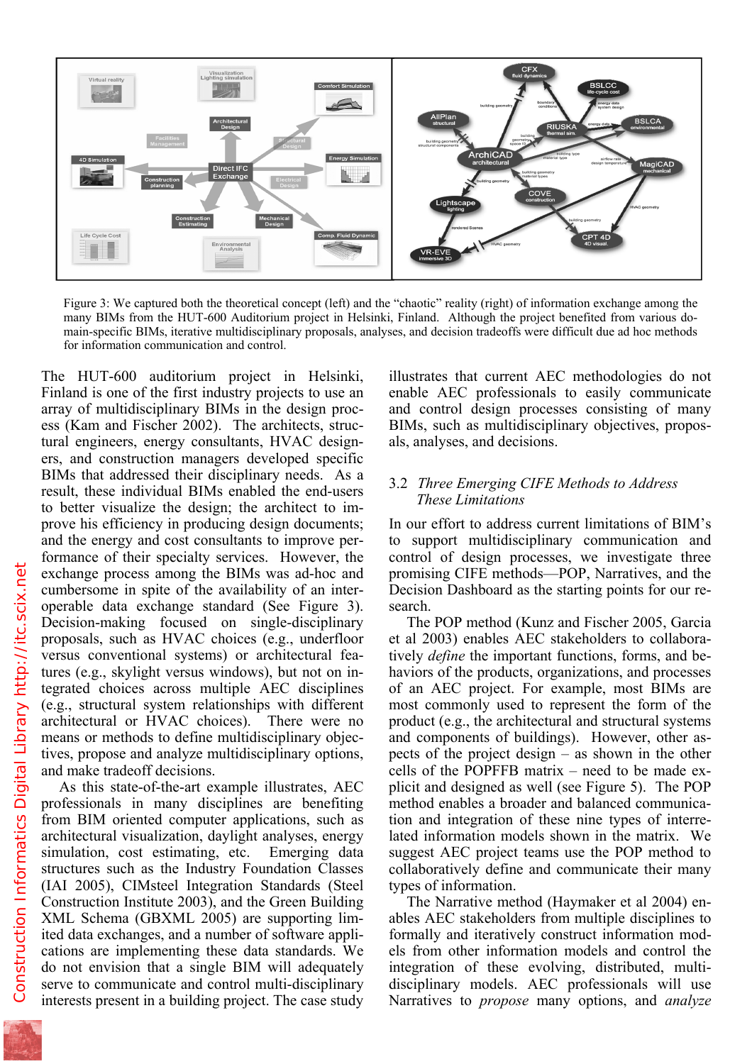Figure 3: We captured both the theoretical concept (left) and the "chaotic" reality (right) of information exchange among the many BIMs from the HUT-600 Auditorium project in Helsinki, Finland. Although the project benefited from various domain-specific BIMs, iterative multidisciplinary proposals, analyses, and decision tradeoffs were difficult due ad hoc methods for information communication and control.

The HUT-600 auditorium project in Helsinki, Finland is one of the first industry projects to use an array of multidisciplinary BIMs in the design process (Kam and Fischer 2002). The architects, structural engineers, energy consultants, HVAC designers, and construction managers developed specific BIMs that addressed their disciplinary needs. As a result, these individual BIMs enabled the end-users to better visualize the design; the architect to improve his efficiency in producing design documents; and the energy and cost consultants to improve performance of their specialty services. However, the exchange process among the BIMs was ad-hoc and cumbersome in spite of the availability of an interoperable data exchange standard (See Figure 3). Decision-making focused on single-disciplinary proposals, such as HVAC choices (e.g., underfloor versus conventional systems) or architectural features (e.g., skylight versus windows), but not on integrated choices across multiple AEC disciplines (e.g., structural system relationships with different architectural or HVAC choices). There were no means or methods to define multidisciplinary objectives, propose and analyze multidisciplinary options, and make tradeoff decisions.

As this state-of-the-art example illustrates, AEC professionals in many disciplines are benefiting from BIM oriented computer applications, such as architectural visualization, daylight analyses, energy simulation, cost estimating, etc. Emerging data structures such as the Industry Foundation Classes (IAI 2005), CIMsteel Integration Standards (Steel Construction Institute 2003), and the Green Building XML Schema (GBXML 2005) are supporting limited data exchanges, and a number of software applications are implementing these data standards. We do not envision that a single BIM will adequately serve to communicate and control multi-disciplinary interests present in a building project. The case study illustrates that current AEC methodologies do not enable AEC professionals to easily communicate and control design processes consisting of many BIMs, such as multidisciplinary objectives, proposals, analyses, and decisions.

## 3.2 *Three Emerging CIFE Methods to Address These Limitations*

In our effort to address current limitations of BIM's to support multidisciplinary communication and control of design processes, we investigate three promising CIFE methods—POP, Narratives, and the Decision Dashboard as the starting points for our research.

The POP method (Kunz and Fischer 2005, Garcia et al 2003) enables AEC stakeholders to collaboratively *define* the important functions, forms, and behaviors of the products, organizations, and processes of an AEC project. For example, most BIMs are most commonly used to represent the form of the product (e.g., the architectural and structural systems and components of buildings). However, other aspects of the project design – as shown in the other cells of the POPFFB matrix – need to be made explicit and designed as well (see Figure 5). The POP method enables a broader and balanced communication and integration of these nine types of interrelated information models shown in the matrix. We suggest AEC project teams use the POP method to collaboratively define and communicate their many types of information.

The Narrative method (Haymaker et al 2004) enables AEC stakeholders from multiple disciplines to formally and iteratively construct information models from other information models and control the integration of these evolving, distributed, multidisciplinary models. AEC professionals will use Narratives to *propose* many options, and *analyze*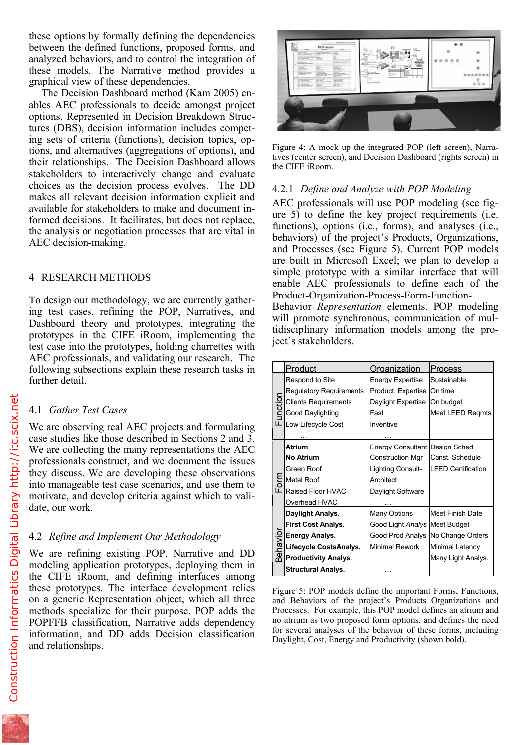these options by formally defining the dependencies between the defined functions, proposed forms, and analyzed behaviors, and to control the integration of these models. The Narrative method provides a graphical view of these dependencies.

The Decision Dashboard method (Kam 2005) enables AEC professionals to decide amongst project options. Represented in Decision Breakdown Structures (DBS), decision information includes competing sets of criteria (functions), decision topics, options, and alternatives (aggregations of options), and their relationships. The Decision Dashboard allows stakeholders to interactively change and evaluate choices as the decision process evolves. The DD makes all relevant decision information explicit and available for stakeholders to make and document informed decisions. It facilitates, but does not replace, the analysis or negotiation processes that are vital in AEC decision-making.

## 4 RESEARCH METHODS

To design our methodology, we are currently gathering test cases, refining the POP, Narratives, and Dashboard theory and prototypes, integrating the prototypes in the CIFE iRoom, implementing the test case into the prototypes, holding charrettes with AEC professionals, and validating our research. The following subsections explain these research tasks in further detail.

### 4.1 *Gather Test Cases*

We are observing real AEC projects and formulating case studies like those described in Sections 2 and 3. We are collecting the many representations the AEC professionals construct, and we document the issues they discuss. We are developing these observations into manageable test case scenarios, and use them to motivate, and develop criteria against which to validate, our work.

### 4.2 *Refine and Implement Our Methodology*

We are refining existing POP, Narrative and DD modeling application prototypes, deploying them in the CIFE iRoom, and defining interfaces among these prototypes. The interface development relies on a generic Representation object, which all three methods specialize for their purpose. POP adds the POPFFB classification, Narrative adds dependency information, and DD adds Decision classification and relationships.

Figure 4: A mock up the integrated POP (left screen), Narratives (center screen), and Decision Dashboard (rights screen) in the CIFE iRoom.

#### 4.2.1 *Define and Analyze with POP Modeling*

AEC professionals will use POP modeling (see figure 5) to define the key project requirements (i.e. functions), options (i.e., forms), and analyses (i.e., behaviors) of the project's Products, Organizations, and Processes (see Figure 5). Current POP models are built in Microsoft Excel; we plan to develop a simple prototype with a similar interface that will enable AEC professionals to define each of the Product-Organization-Process-Form-Function-Behavior *Representation* elements. POP modeling will promote synchronous, communication of multidisciplinary information models among the project's stakeholders.

| | Product | Organization | Process |
|---|---|---|---|
| Function | Respond to Site | Energy Expertise | Sustainable |
| | Regulatory Requirements | Product. Expertise | On time |
| | Clients Requirements | Daylight Expertise | On budget |
| | Good Daylighting | Fast | Meet LEED Reqmts |
| | Low Lifecycle Cost | Inventive | |
| | … | … | |
| Form | **Atrium** | Energy Consultant | Design Sched |
| | **No Atrium** | Construction Mgr | Const. Schedule |
| | Green Roof | Lighting Consult- | LEED Certification |
| | Metal Roof | Architect | |
| | Raised Floor HVAC | Daylight Software | |
| | Overhead HVAC | … | |
| Behavior | **Daylight Analys.** | Many Options | Meet Finish Date |
| | **First Cost Analys.** | Good Light *Analys* | Meet Budget |
| | **Energy Analys.** | Good Prod Analys | No Change Orders |
| | **Lifecycle CostsAnalys.** | Minimal Rework | Minimal Latency |
| | **Productivity Analys.** | | Many Light Analys. |
| | **Structural Analys.** | … | |

Figure 5: POP models define the important Forms, Functions, and Behaviors of the project's Products Organizations and Processes. For example, this POP model defines an atrium and no atrium as two proposed form options, and defines the need for several analyses of the behavior of these forms, including Daylight, Cost, Energy and Productivity (shown bold).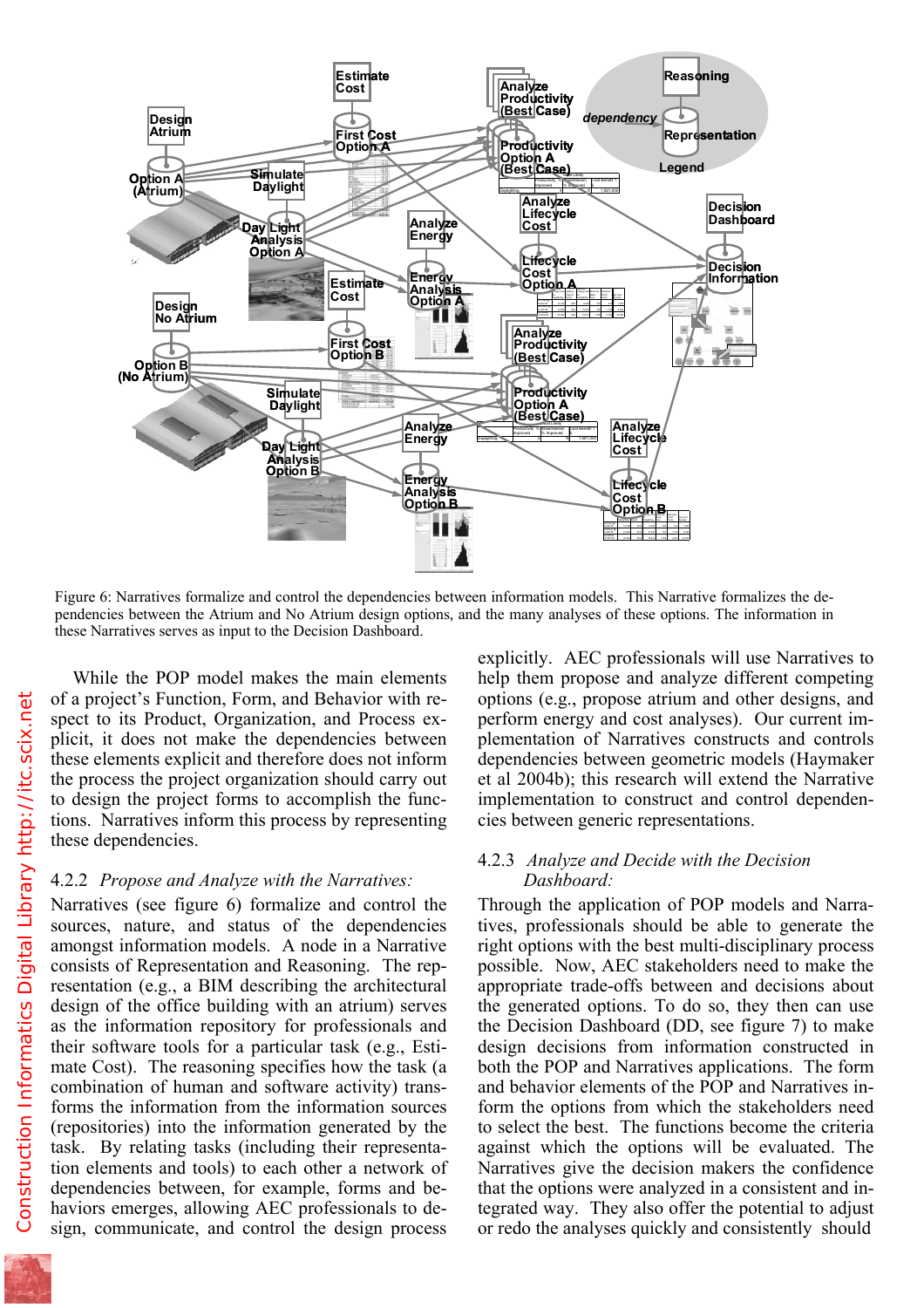Figure 6: Narratives formalize and control the dependencies between information models. This Narrative formalizes the dependencies between the Atrium and No Atrium design options, and the many analyses of these options. The information in these Narratives serves as input to the Decision Dashboard.

While the POP model makes the main elements of a project's Function, Form, and Behavior with respect to its Product, Organization, and Process explicit, it does not make the dependencies between these elements explicit and therefore does not inform the process the project organization should carry out to design the project forms to accomplish the functions. Narratives inform this process by representing these dependencies.

### 4.2.2 *Propose and Analyze with the Narratives:*

Narratives (see figure 6) formalize and control the sources, nature, and status of the dependencies amongst information models. A node in a Narrative consists of Representation and Reasoning. The representation (e.g., a BIM describing the architectural design of the office building with an atrium) serves as the information repository for professionals and their software tools for a particular task (e.g., Estimate Cost). The reasoning specifies how the task (a combination of human and software activity) transforms the information from the information sources (repositories) into the information generated by the task. By relating tasks (including their representation elements and tools) to each other a network of dependencies between, for example, forms and behaviors emerges, allowing AEC professionals to design, communicate, and control the design process explicitly. AEC professionals will use Narratives to help them propose and analyze different competing options (e.g., propose atrium and other designs, and perform energy and cost analyses). Our current implementation of Narratives constructs and controls dependencies between geometric models (Haymaker et al 2004b); this research will extend the Narrative implementation to construct and control dependencies between generic representations.

### 4.2.3 *Analyze and Decide with the Decision Dashboard:*

Through the application of POP models and Narratives, professionals should be able to generate the right options with the best multi-disciplinary process possible. Now, AEC stakeholders need to make the appropriate trade-offs between and decisions about the generated options. To do so, they then can use the Decision Dashboard (DD, see figure 7) to make design decisions from information constructed in both the POP and Narratives applications. The form and behavior elements of the POP and Narratives inform the options from which the stakeholders need to select the best. The functions become the criteria against which the options will be evaluated. The Narratives give the decision makers the confidence that the options were analyzed in a consistent and integrated way. They also offer the potential to adjust or redo the analyses quickly and consistently should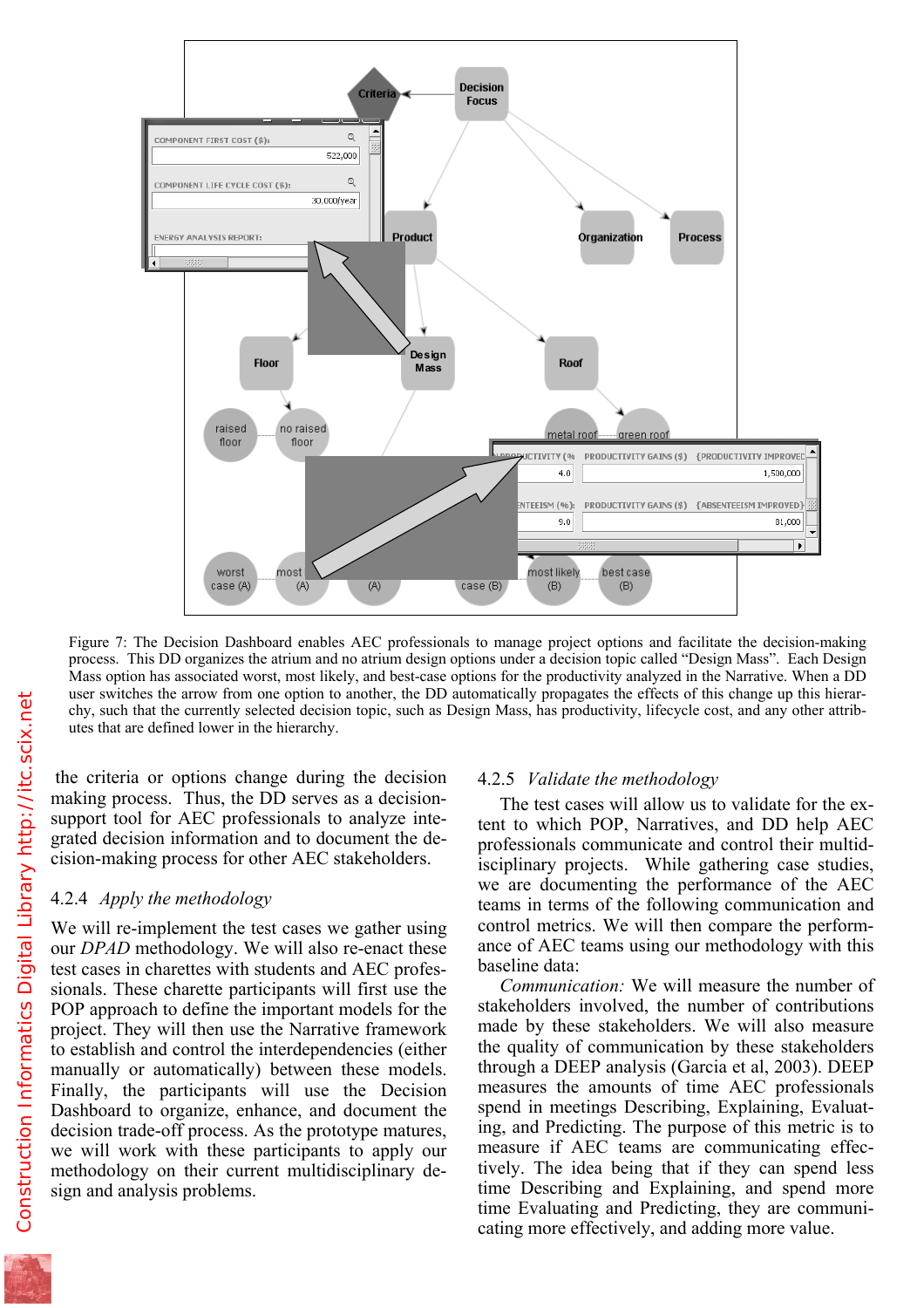Figure 7: The Decision Dashboard enables AEC professionals to manage project options and facilitate the decision-making process. This DD organizes the atrium and no atrium design options under a decision topic called "Design Mass". Each Design Mass option has associated worst, most likely, and best-case options for the productivity analyzed in the Narrative. When a DD user switches the arrow from one option to another, the DD automatically propagates the effects of this change up this hierarchy, such that the currently selected decision topic, such as Design Mass, has productivity, lifecycle cost, and any other attributes that are defined lower in the hierarchy.

the criteria or options change during the decision making process. Thus, the DD serves as a decision-support tool for AEC professionals to analyze integrated decision information and to document the decision-making process for other AEC stakeholders.

### 4.2.4 *Apply the methodology*

We will re-implement the test cases we gather using our *DPAD* methodology. We will also re-enact these test cases in charettes with students and AEC professionals. These charette participants will first use the POP approach to define the important models for the project. They will then use the Narrative framework to establish and control the interdependencies (either manually or automatically) between these models. Finally, the participants will use the Decision Dashboard to organize, enhance, and document the decision trade-off process. As the prototype matures, we will work with these participants to apply our methodology on their current multidisciplinary design and analysis problems.

### 4.2.5 *Validate the methodology*

The test cases will allow us to validate for the extent to which POP, Narratives, and DD help AEC professionals communicate and control their multidisciplinary projects. While gathering case studies, we are documenting the performance of the AEC teams in terms of the following communication and control metrics. We will then compare the performance of AEC teams using our methodology with this baseline data:

*Communication:* We will measure the number of stakeholders involved, the number of contributions made by these stakeholders. We will also measure the quality of communication by these stakeholders through a DEEP analysis (Garcia et al, 2003). DEEP measures the amounts of time AEC professionals spend in meetings Describing, Explaining, Evaluating, and Predicting. The purpose of this metric is to measure if AEC teams are communicating effectively. The idea being that if they can spend less time Describing and Explaining, and spend more time Evaluating and Predicting, they are communicating more effectively, and adding more value.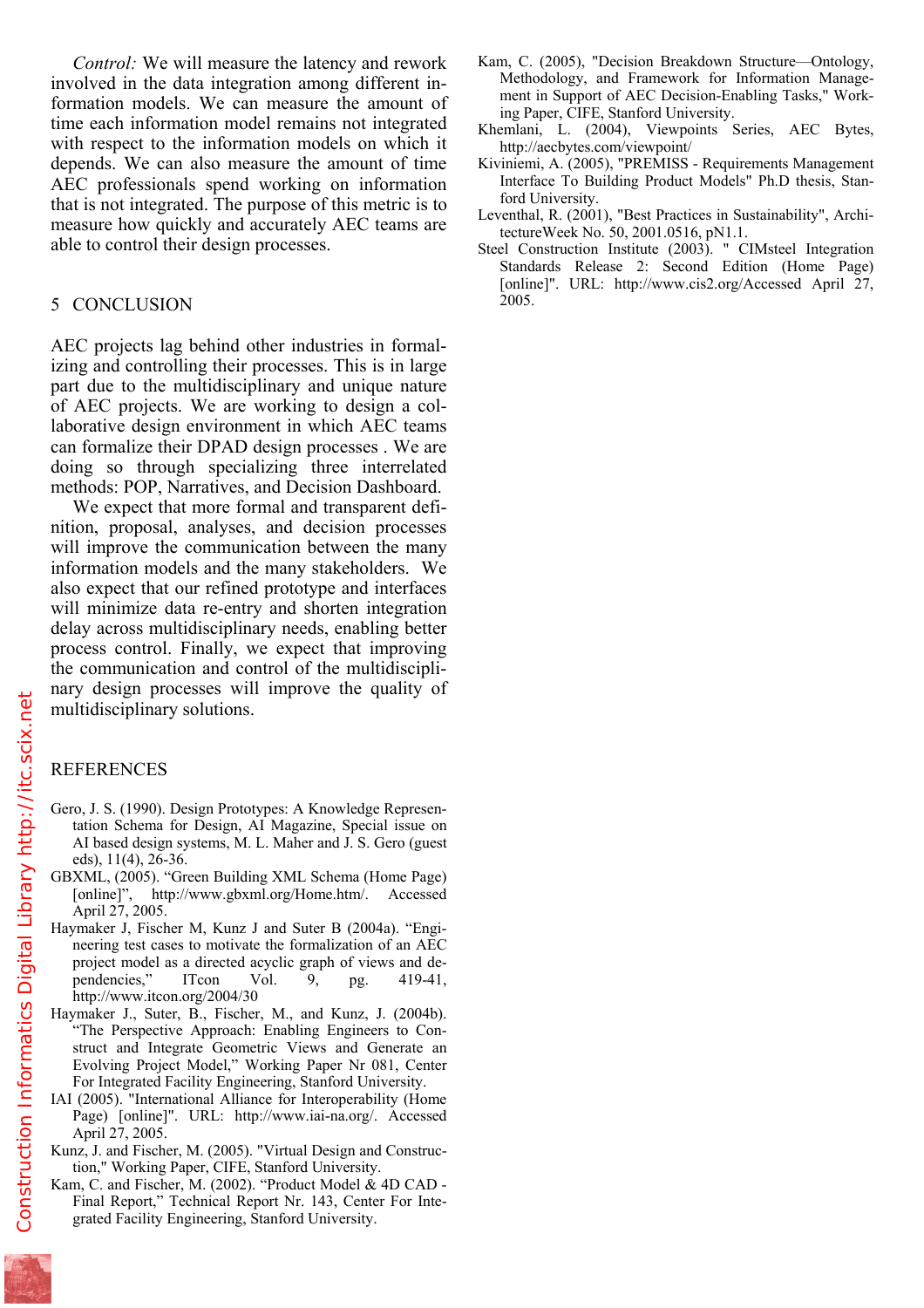*Control:* We will measure the latency and rework involved in the data integration among different information models. We can measure the amount of time each information model remains not integrated with respect to the information models on which it depends. We can also measure the amount of time AEC professionals spend working on information that is not integrated. The purpose of this metric is to measure how quickly and accurately AEC teams are able to control their design processes.

## 5 CONCLUSION

AEC projects lag behind other industries in formalizing and controlling their processes. This is in large part due to the multidisciplinary and unique nature of AEC projects. We are working to design a collaborative design environment in which AEC teams can formalize their DPAD design processes . We are doing so through specializing three interrelated methods: POP, Narratives, and Decision Dashboard.

We expect that more formal and transparent definition, proposal, analyses, and decision processes will improve the communication between the many information models and the many stakeholders. We also expect that our refined prototype and interfaces will minimize data re-entry and shorten integration delay across multidisciplinary needs, enabling better process control. Finally, we expect that improving the communication and control of the multidisciplinary design processes will improve the quality of multidisciplinary solutions.

## REFERENCES

Gero, J. S. (1990). Design Prototypes: A Knowledge Representation Schema for Design, AI Magazine, Special issue on AI based design systems, M. L. Maher and J. S. Gero (guest eds), 11(4), 26-36.

GBXML, (2005). "Green Building XML Schema (Home Page) [online]", http://www.gbxml.org/Home.htm/. Accessed April 27, 2005.

Haymaker J, Fischer M, Kunz J and Suter B (2004a). "Engineering test cases to motivate the formalization of an AEC project model as a directed acyclic graph of views and dependencies," ITcon Vol. 9, pg. 419-41, http://www.itcon.org/2004/30

Haymaker J., Suter, B., Fischer, M., and Kunz, J. (2004b). "The Perspective Approach: Enabling Engineers to Construct and Integrate Geometric Views and Generate an Evolving Project Model," Working Paper Nr 081, Center For Integrated Facility Engineering, Stanford University.

IAI (2005). "International Alliance for Interoperability (Home Page) [online]". URL: http://www.iai-na.org/. Accessed April 27, 2005.

Kunz, J. and Fischer, M. (2005). "Virtual Design and Construction," Working Paper, CIFE, Stanford University.

Kam, C. and Fischer, M. (2002). "Product Model & 4D CAD - Final Report," Technical Report Nr. 143, Center For Integrated Facility Engineering, Stanford University.

Kam, C. (2005), "Decision Breakdown Structure—Ontology, Methodology, and Framework for Information Management in Support of AEC Decision-Enabling Tasks," Working Paper, CIFE, Stanford University.

Khemlani, L. (2004), Viewpoints Series, AEC Bytes, http://aecbytes.com/viewpoint/

Kiviniemi, A. (2005), "PREMISS - Requirements Management Interface To Building Product Models" Ph.D thesis, Stanford University.

Leventhal, R. (2001), "Best Practices in Sustainability", ArchitectureWeek No. 50, 2001.0516, pN1.1.

Steel Construction Institute (2003). " CIMsteel Integration Standards Release 2: Second Edition (Home Page) [online]". URL: http://www.cis2.org/Accessed April 27, 2005.